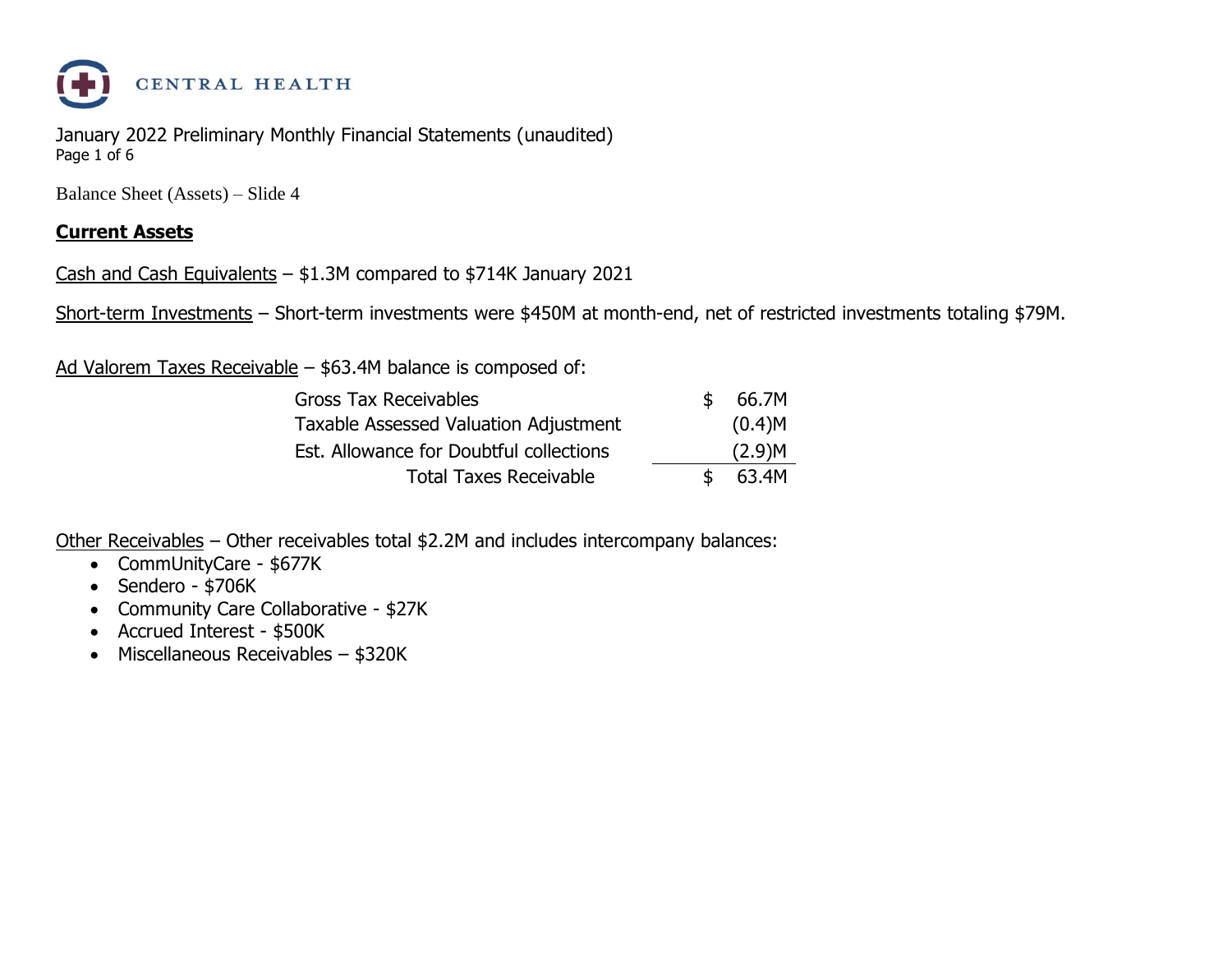CENTRAL HEALTH

January 2022 Preliminary Monthly Financial Statements (unaudited)

Balance Sheet (Assets) – Slide 4

## **Current Assets**

Cash and Cash Equivalents – $1.3M compared to $714K January 2021

Short-term Investments – Short-term investments were $450M at month-end, net of restricted investments totaling $79M.

Ad Valorem Taxes Receivable – $63.4M balance is composed of:

| | |
|---|---|
| Gross Tax Receivables | $ 66.7M |
| Taxable Assessed Valuation Adjustment | (0.4)M |
| Est. Allowance for Doubtful collections | (2.9)M |
| Total Taxes Receivable | $ 63.4M |

Other Receivables – Other receivables total $2.2M and includes intercompany balances:

- CommUnityCare - $677K
- Sendero - $706K
- Community Care Collaborative - $27K
- Accrued Interest - $500K
- Miscellaneous Receivables – $320K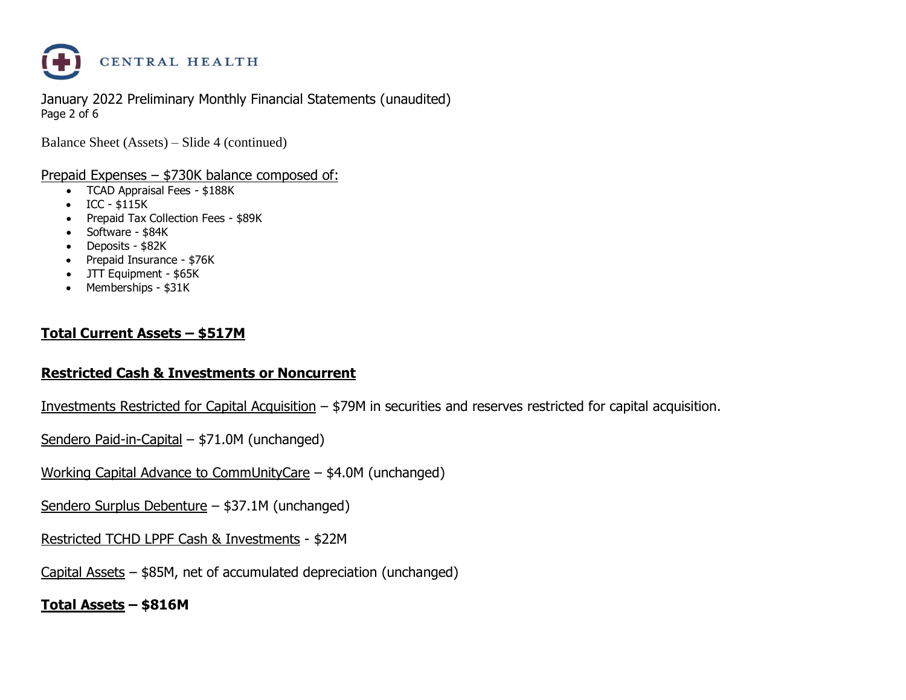Balance Sheet (Assets) – Slide 4 (continued)

Prepaid Expenses – $730K balance composed of:

- TCAD Appraisal Fees - $188K
- ICC - $115K
- Prepaid Tax Collection Fees - $89K
- Software - $84K
- Deposits - $82K
- Prepaid Insurance - $76K
- JTT Equipment - $65K
- Memberships - $31K

**Total Current Assets – $517M**

**Restricted Cash & Investments or Noncurrent**

Investments Restricted for Capital Acquisition – $79M in securities and reserves restricted for capital acquisition.

Sendero Paid-in-Capital – $71.0M (unchanged)

Working Capital Advance to CommUnityCare – $4.0M (unchanged)

Sendero Surplus Debenture – $37.1M (unchanged)

Restricted TCHD LPPF Cash & Investments - $22M

Capital Assets – $85M, net of accumulated depreciation (unchanged)

**Total Assets – $816M**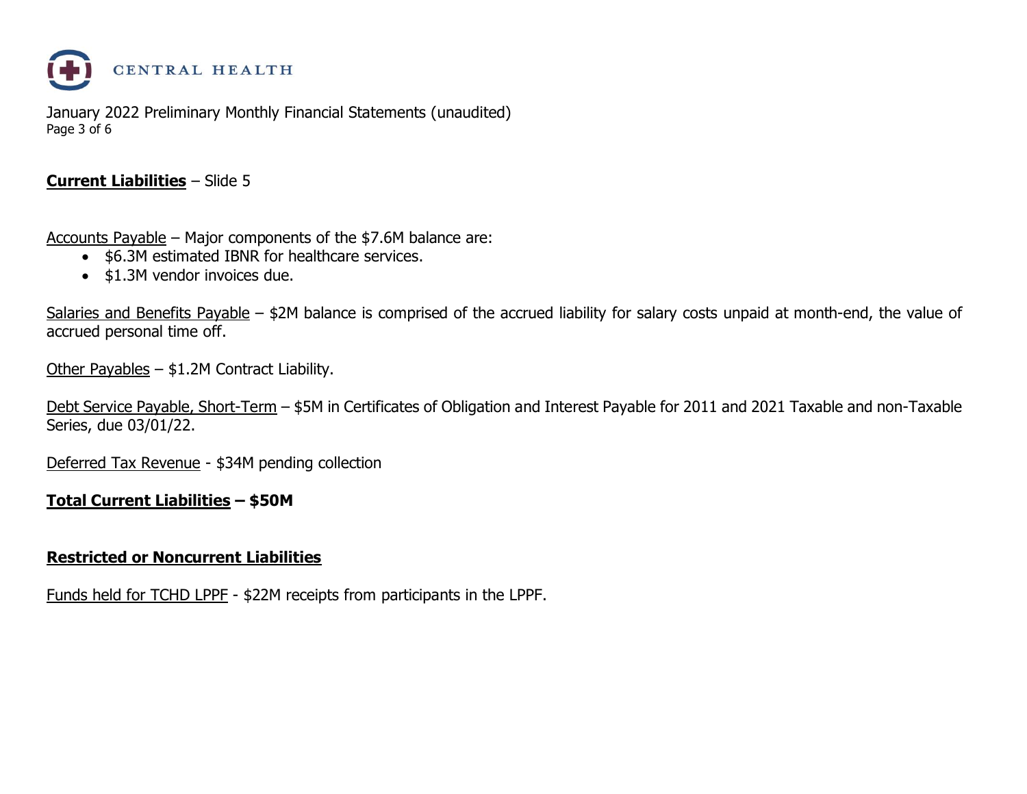**<u>Current Liabilities</u>** – Slide 5

<u>Accounts Payable</u> – Major components of the $7.6M balance are:

- $6.3M estimated IBNR for healthcare services.
- $1.3M vendor invoices due.

<u>Salaries and Benefits Payable</u> – $2M balance is comprised of the accrued liability for salary costs unpaid at month-end, the value of accrued personal time off.

<u>Other Payables</u> – $1.2M Contract Liability.

<u>Debt Service Payable, Short-Term</u> – $5M in Certificates of Obligation and Interest Payable for 2011 and 2021 Taxable and non-Taxable Series, due 03/01/22.

<u>Deferred Tax Revenue</u> - $34M pending collection

**<u>Total Current Liabilities</u> – $50M**

**<u>Restricted or Noncurrent Liabilities</u>**

<u>Funds held for TCHD LPPF</u> - $22M receipts from participants in the LPPF.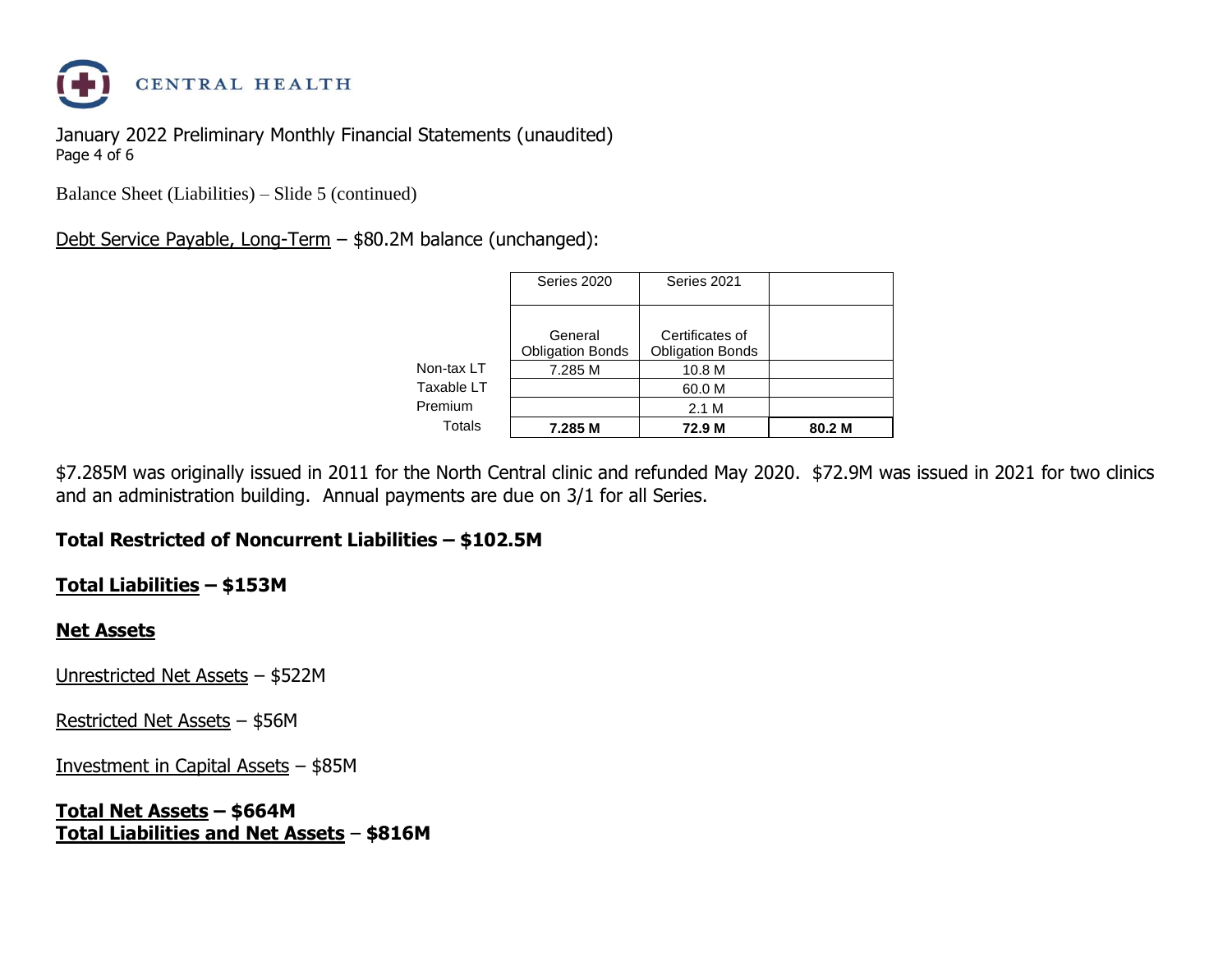January 2022 Preliminary Monthly Financial Statements (unaudited)

Balance Sheet (Liabilities) – Slide 5 (continued)

Debt Service Payable, Long-Term – $80.2M balance (unchanged):

| | Series 2020 | Series 2021 | |
|---|---|---|---|
| | General Obligation Bonds | Certificates of Obligation Bonds | |
| Non-tax LT | 7.285 M | 10.8 M | |
| Taxable LT | | 60.0 M | |
| Premium | | 2.1 M | |
| Totals | **7.285 M** | **72.9 M** | **80.2 M** |

$7.285M was originally issued in 2011 for the North Central clinic and refunded May 2020. $72.9M was issued in 2021 for two clinics and an administration building. Annual payments are due on 3/1 for all Series.

**Total Restricted of Noncurrent Liabilities – $102.5M**

**Total Liabilities – $153M**

**Net Assets**

Unrestricted Net Assets – $522M

Restricted Net Assets – $56M

Investment in Capital Assets – $85M

**Total Net Assets – $664M**
**Total Liabilities and Net Assets – $816M**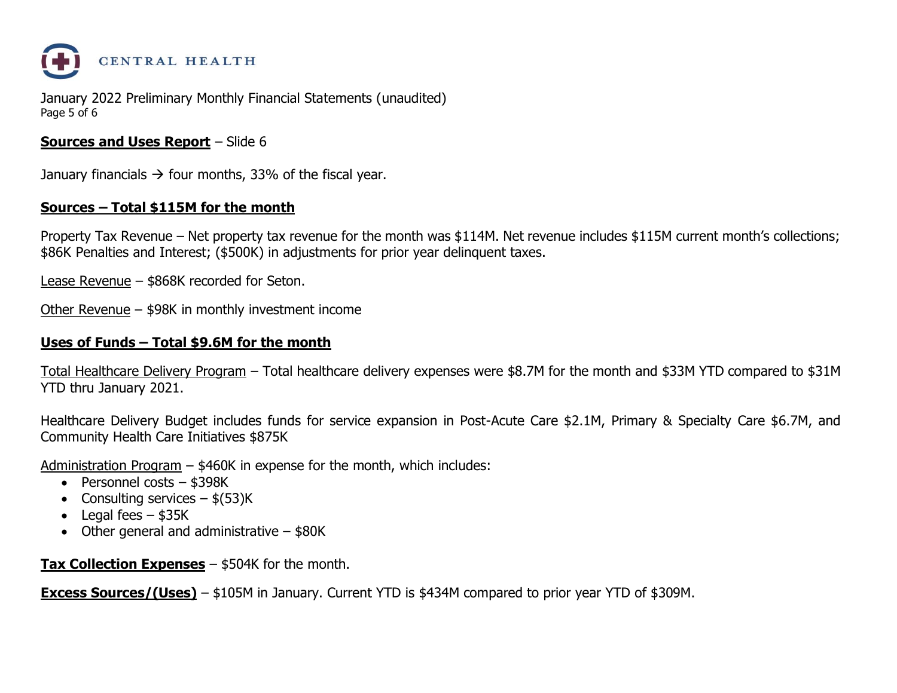CENTRAL HEALTH

January 2022 Preliminary Monthly Financial Statements (unaudited)

**<u>Sources and Uses Report</u>** – Slide 6

January financials → four months, 33% of the fiscal year.

**<u>Sources – Total $115M for the month</u>**

Property Tax Revenue – Net property tax revenue for the month was $114M. Net revenue includes $115M current month's collections; $86K Penalties and Interest; ($500K) in adjustments for prior year delinquent taxes.

<u>Lease Revenue</u> – $868K recorded for Seton.

<u>Other Revenue</u> – $98K in monthly investment income

**<u>Uses of Funds – Total $9.6M for the month</u>**

<u>Total Healthcare Delivery Program</u> – Total healthcare delivery expenses were $8.7M for the month and $33M YTD compared to $31M YTD thru January 2021.

Healthcare Delivery Budget includes funds for service expansion in Post-Acute Care $2.1M, Primary & Specialty Care $6.7M, and Community Health Care Initiatives $875K

<u>Administration Program</u> – $460K in expense for the month, which includes:

- Personnel costs – $398K
- Consulting services – $(53)K
- Legal fees – $35K
- Other general and administrative – $80K

**<u>Tax Collection Expenses</u>** – $504K for the month.

**<u>Excess Sources/(Uses)</u>** – $105M in January. Current YTD is $434M compared to prior year YTD of $309M.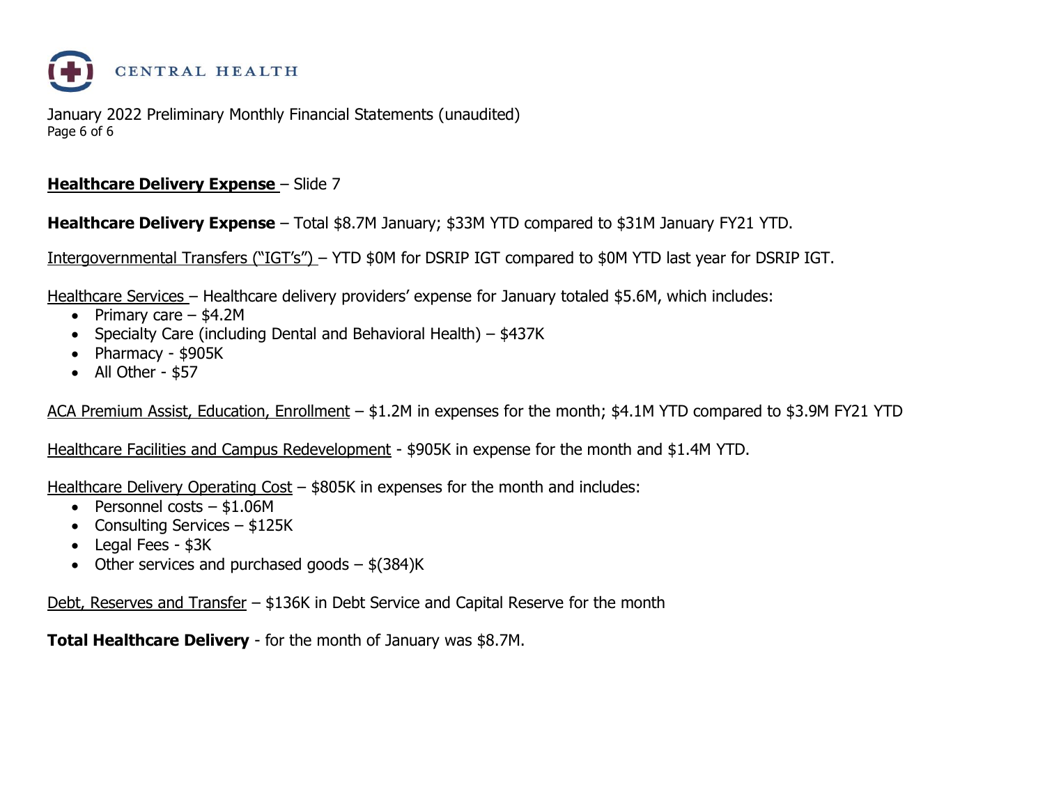CENTRAL HEALTH

January 2022 Preliminary Monthly Financial Statements (unaudited)

**Healthcare Delivery Expense** – Slide 7

**Healthcare Delivery Expense** – Total $8.7M January; $33M YTD compared to $31M January FY21 YTD.

Intergovernmental Transfers ("IGT's") – YTD $0M for DSRIP IGT compared to $0M YTD last year for DSRIP IGT.

Healthcare Services – Healthcare delivery providers' expense for January totaled $5.6M, which includes:

- Primary care – $4.2M
- Specialty Care (including Dental and Behavioral Health) – $437K
- Pharmacy - $905K
- All Other - $57

ACA Premium Assist, Education, Enrollment – $1.2M in expenses for the month; $4.1M YTD compared to $3.9M FY21 YTD

Healthcare Facilities and Campus Redevelopment - $905K in expense for the month and $1.4M YTD.

Healthcare Delivery Operating Cost – $805K in expenses for the month and includes:

- Personnel costs – $1.06M
- Consulting Services – $125K
- Legal Fees - $3K
- Other services and purchased goods – $(384)K

Debt, Reserves and Transfer – $136K in Debt Service and Capital Reserve for the month

**Total Healthcare Delivery** - for the month of January was $8.7M.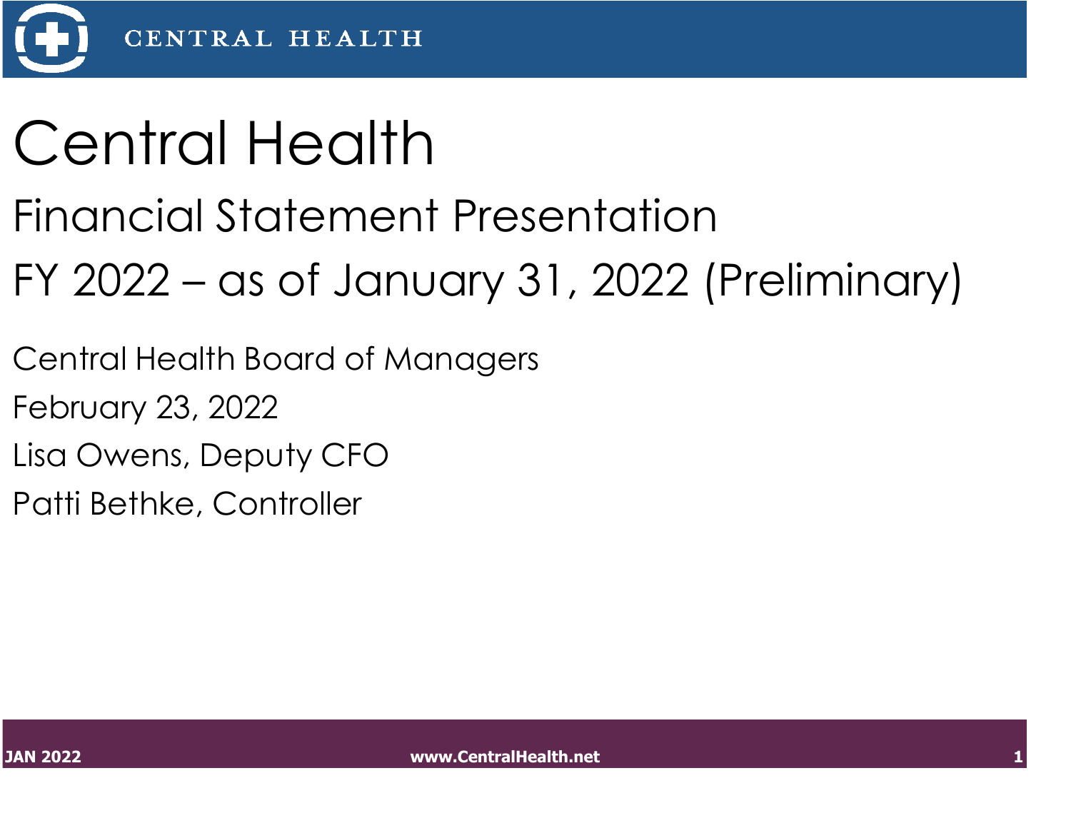# Central Health

## Financial Statement Presentation

## FY 2022 – as of January 31, 2022 (Preliminary)

Central Health Board of Managers

February 23, 2022

Lisa Owens, Deputy CFO

Patti Bethke, Controller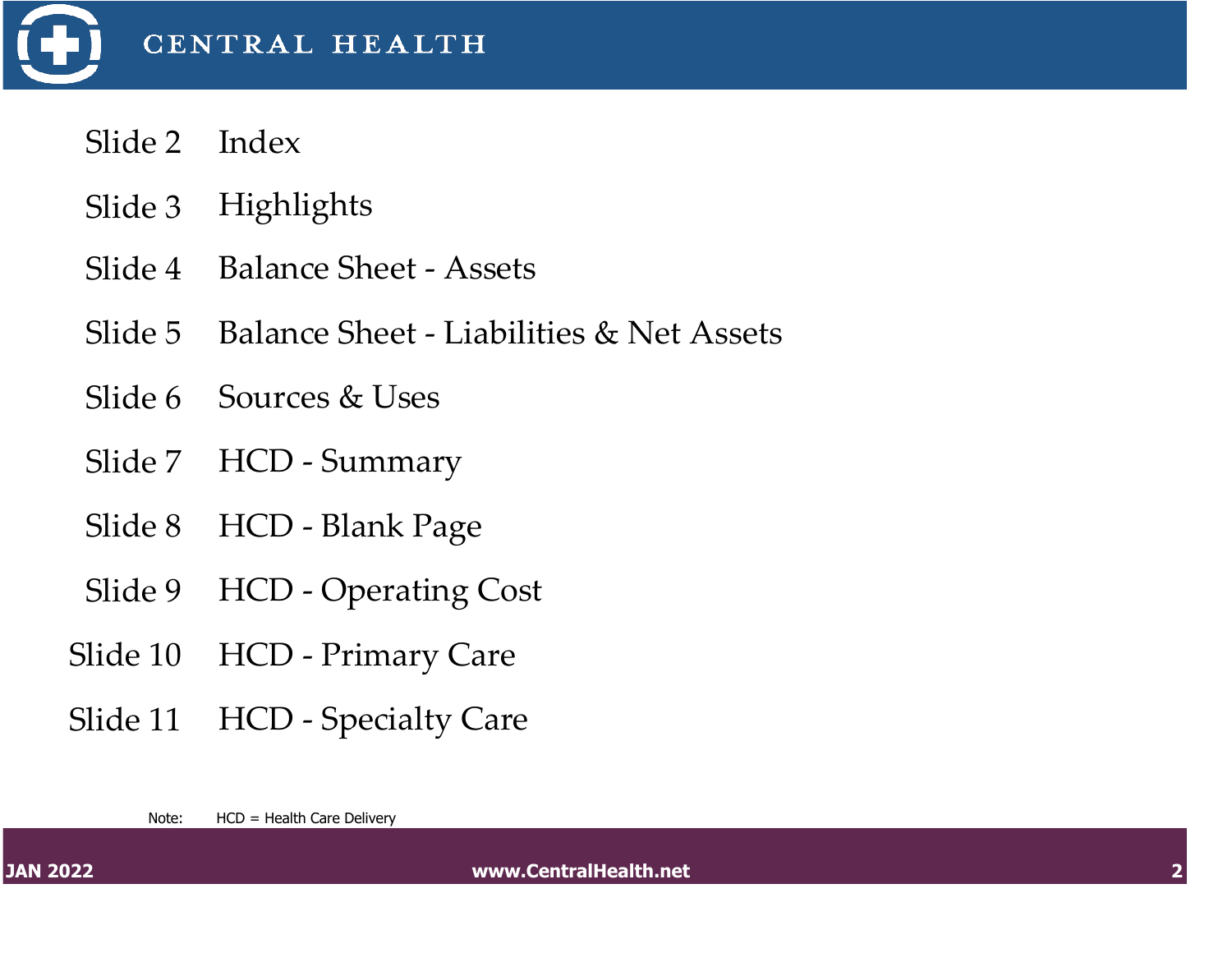# CENTRAL HEALTH

| | |
|---|---|
| Slide 2 | Index |
| Slide 3 | Highlights |
| Slide 4 | Balance Sheet - Assets |
| Slide 5 | Balance Sheet - Liabilities & Net Assets |
| Slide 6 | Sources & Uses |
| Slide 7 | HCD - Summary |
| Slide 8 | HCD - Blank Page |
| Slide 9 | HCD - Operating Cost |
| Slide 10 | HCD - Primary Care |
| Slide 11 | HCD - Specialty Care |

Note: HCD = Health Care Delivery

JAN 2022 www.CentralHealth.net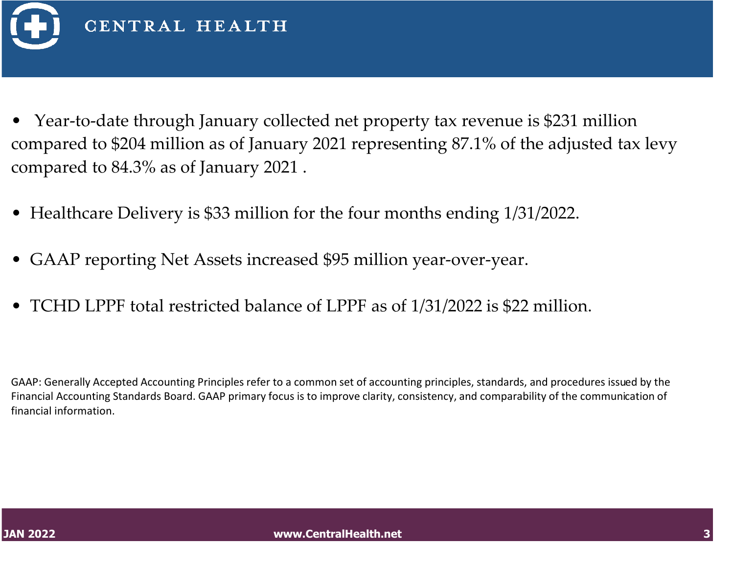# CENTRAL HEALTH

- Year-to-date through January collected net property tax revenue is $231 million compared to $204 million as of January 2021 representing 87.1% of the adjusted tax levy compared to 84.3% as of January 2021 .
- Healthcare Delivery is $33 million for the four months ending 1/31/2022.
- GAAP reporting Net Assets increased $95 million year-over-year.
- TCHD LPPF total restricted balance of LPPF as of 1/31/2022 is $22 million.

GAAP: Generally Accepted Accounting Principles refer to a common set of accounting principles, standards, and procedures issued by the Financial Accounting Standards Board. GAAP primary focus is to improve clarity, consistency, and comparability of the communication of financial information.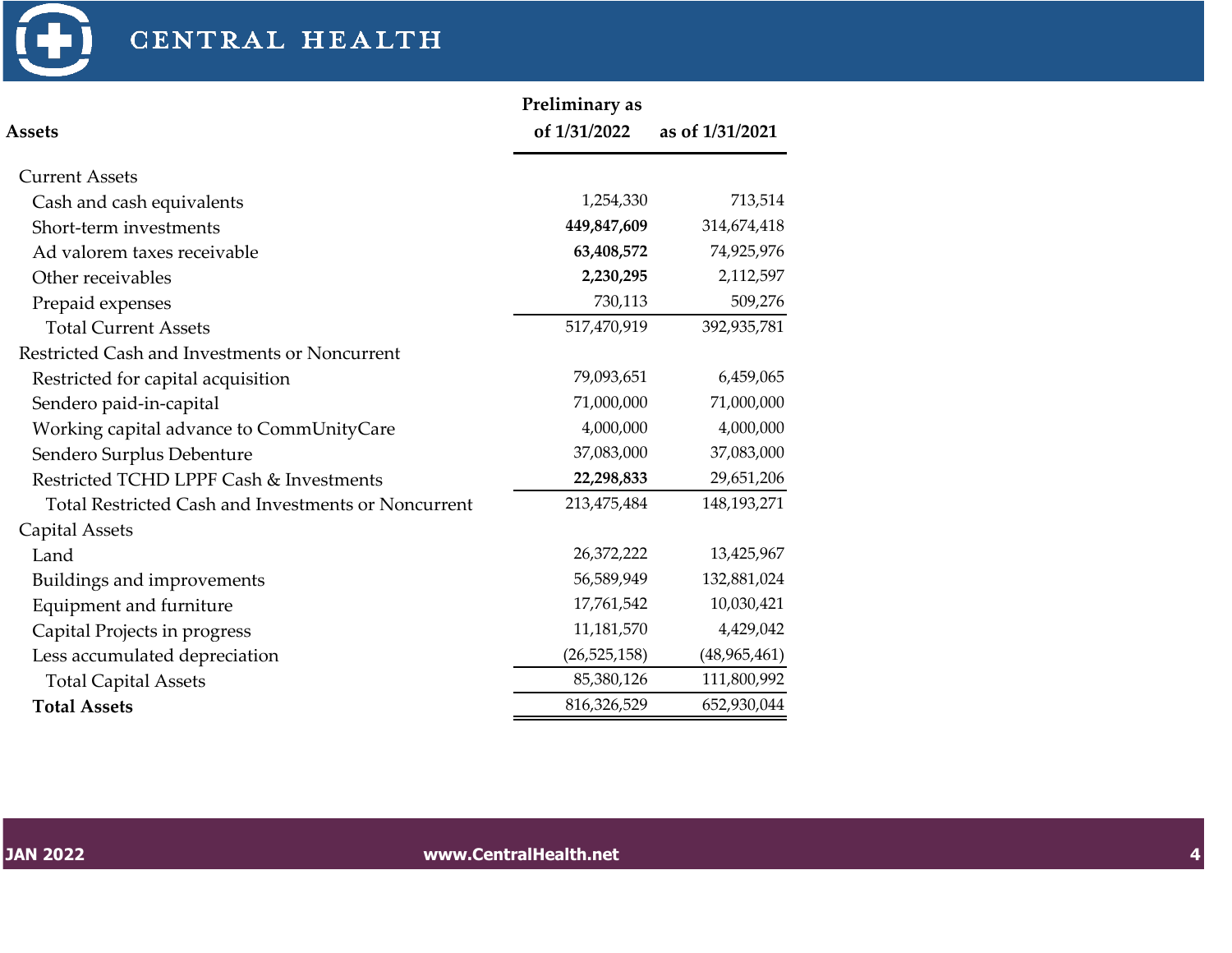| Assets | Preliminary as of 1/31/2022 | as of 1/31/2021 |
|---|---|---|
| Current Assets | | |
| Cash and cash equivalents | 1,254,330 | 713,514 |
| Short-term investments | **449,847,609** | 314,674,418 |
| Ad valorem taxes receivable | **63,408,572** | 74,925,976 |
| Other receivables | **2,230,295** | 2,112,597 |
| Prepaid expenses | 730,113 | 509,276 |
| Total Current Assets | 517,470,919 | 392,935,781 |
| Restricted Cash and Investments or Noncurrent | | |
| Restricted for capital acquisition | 79,093,651 | 6,459,065 |
| Sendero paid-in-capital | 71,000,000 | 71,000,000 |
| Working capital advance to CommUnityCare | 4,000,000 | 4,000,000 |
| Sendero Surplus Debenture | 37,083,000 | 37,083,000 |
| Restricted TCHD LPPF Cash & Investments | **22,298,833** | 29,651,206 |
| Total Restricted Cash and Investments or Noncurrent | 213,475,484 | 148,193,271 |
| Capital Assets | | |
| Land | 26,372,222 | 13,425,967 |
| Buildings and improvements | 56,589,949 | 132,881,024 |
| Equipment and furniture | 17,761,542 | 10,030,421 |
| Capital Projects in progress | 11,181,570 | 4,429,042 |
| Less accumulated depreciation | (26,525,158) | (48,965,461) |
| Total Capital Assets | 85,380,126 | 111,800,992 |
| **Total Assets** | 816,326,529 | 652,930,044 |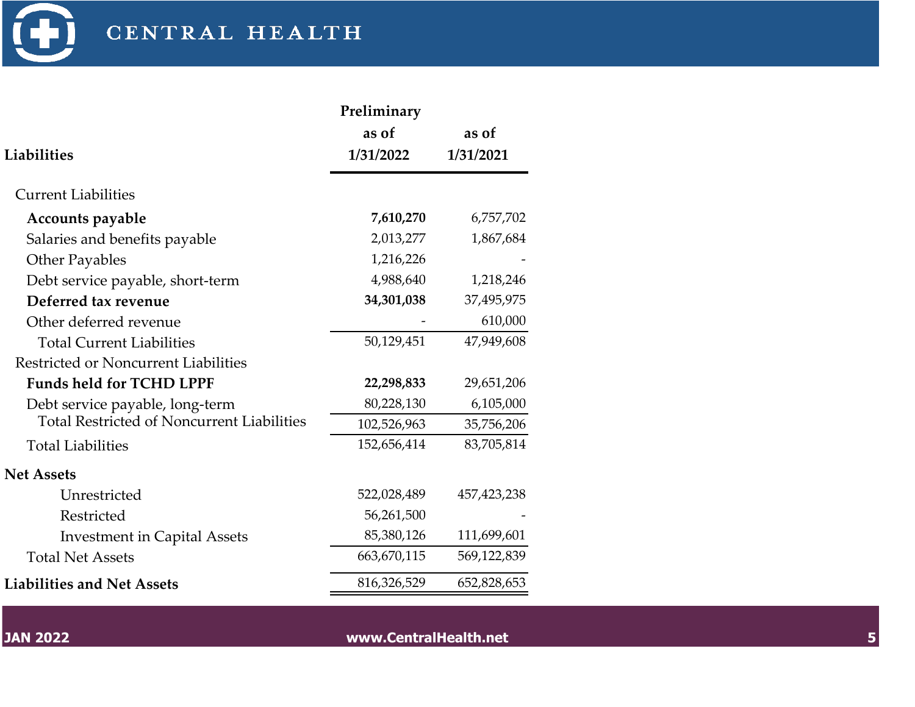| Liabilities | Preliminary as of 1/31/2022 | as of 1/31/2021 |
|---|---|---|
| Current Liabilities | | |
| **Accounts payable** | **7,610,270** | 6,757,702 |
| Salaries and benefits payable | 2,013,277 | 1,867,684 |
| Other Payables | 1,216,226 | - |
| Debt service payable, short-term | 4,988,640 | 1,218,246 |
| **Deferred tax revenue** | **34,301,038** | 37,495,975 |
| Other deferred revenue | - | 610,000 |
| Total Current Liabilities | 50,129,451 | 47,949,608 |
| Restricted or Noncurrent Liabilities | | |
| **Funds held for TCHD LPPF** | **22,298,833** | 29,651,206 |
| Debt service payable, long-term | 80,228,130 | 6,105,000 |
| Total Restricted of Noncurrent Liabilities | 102,526,963 | 35,756,206 |
| Total Liabilities | 152,656,414 | 83,705,814 |
| **Net Assets** | | |
| Unrestricted | 522,028,489 | 457,423,238 |
| Restricted | 56,261,500 | - |
| Investment in Capital Assets | 85,380,126 | 111,699,601 |
| Total Net Assets | 663,670,115 | 569,122,839 |
| **Liabilities and Net Assets** | 816,326,529 | 652,828,653 |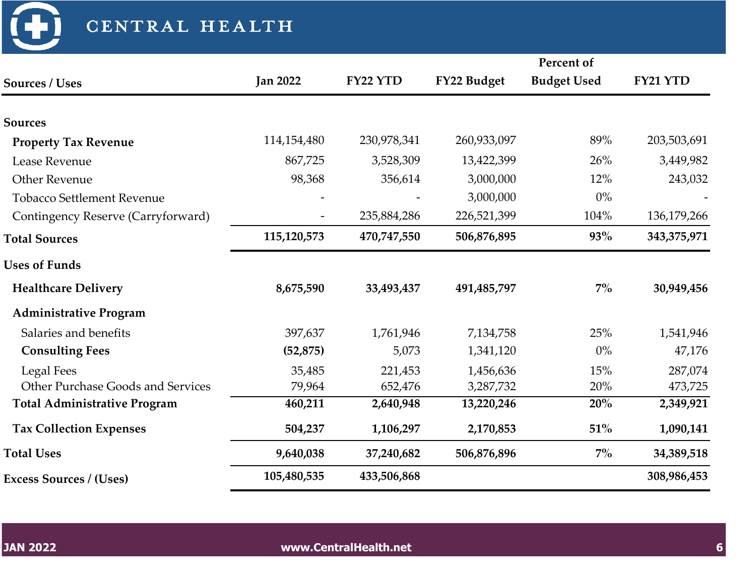# CENTRAL HEALTH

| Sources / Uses | Jan 2022 | FY22 YTD | FY22 Budget | Percent of Budget Used | FY21 YTD |
|---|---|---|---|---|---|
| **Sources** | | | | | |
| **Property Tax Revenue** | 114,154,480 | 230,978,341 | 260,933,097 | 89% | 203,503,691 |
| Lease Revenue | 867,725 | 3,528,309 | 13,422,399 | 26% | 3,449,982 |
| Other Revenue | 98,368 | 356,614 | 3,000,000 | 12% | 243,032 |
| Tobacco Settlement Revenue | - | - | 3,000,000 | 0% | - |
| Contingency Reserve (Carryforward) | - | 235,884,286 | 226,521,399 | 104% | 136,179,266 |
| **Total Sources** | **115,120,573** | **470,747,550** | **506,876,895** | **93%** | **343,375,971** |
| **Uses of Funds** | | | | | |
| **Healthcare Delivery** | **8,675,590** | **33,493,437** | **491,485,797** | **7%** | **30,949,456** |
| **Administrative Program** | | | | | |
| Salaries and benefits | 397,637 | 1,761,946 | 7,134,758 | 25% | 1,541,946 |
| **Consulting Fees** | **(52,875)** | 5,073 | 1,341,120 | 0% | 47,176 |
| Legal Fees | 35,485 | 221,453 | 1,456,636 | 15% | 287,074 |
| Other Purchase Goods and Services | 79,964 | 652,476 | 3,287,732 | 20% | 473,725 |
| **Total Administrative Program** | **460,211** | **2,640,948** | **13,220,246** | **20%** | **2,349,921** |
| **Tax Collection Expenses** | **504,237** | **1,106,297** | **2,170,853** | **51%** | **1,090,141** |
| **Total Uses** | **9,640,038** | **37,240,682** | **506,876,896** | **7%** | **34,389,518** |
| **Excess Sources / (Uses)** | **105,480,535** | **433,506,868** | | | **308,986,453** |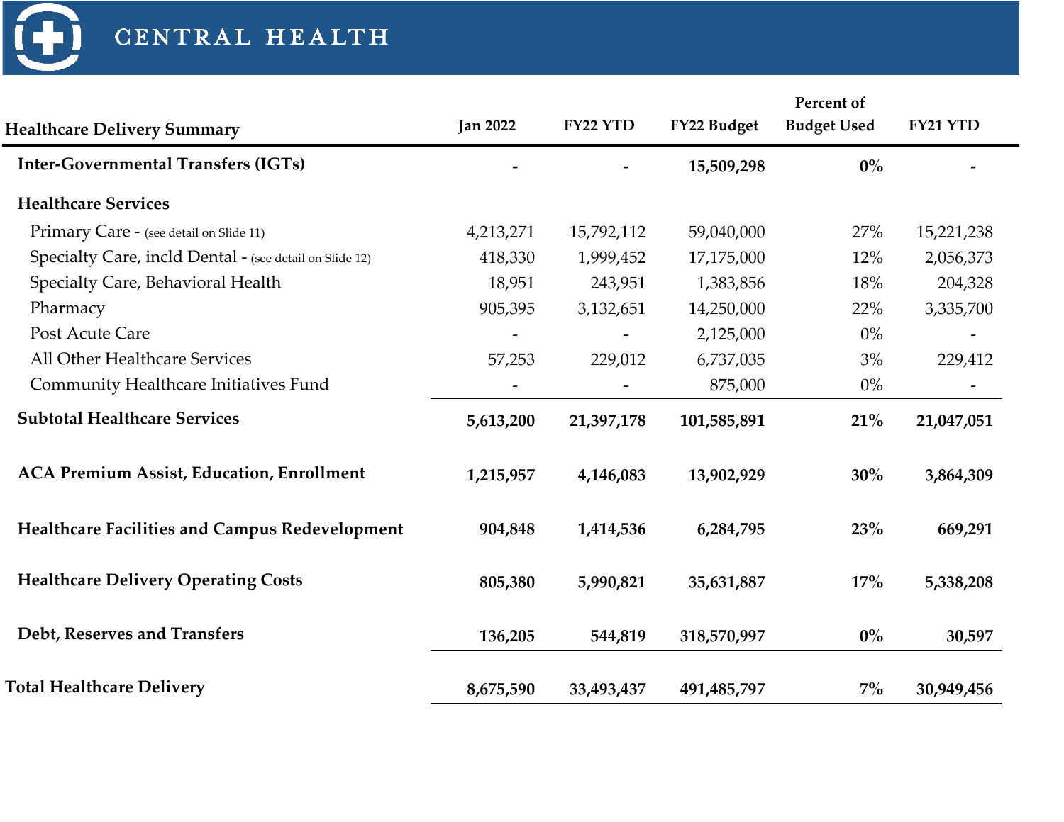# CENTRAL HEALTH

| Healthcare Delivery Summary | Jan 2022 | FY22 YTD | FY22 Budget | Percent of Budget Used | FY21 YTD |
|---|---|---|---|---|---|
| **Inter-Governmental Transfers (IGTs)** | **-** | **-** | **15,509,298** | **0%** | **-** |
| **Healthcare Services** | | | | | |
| Primary Care - (see detail on Slide 11) | 4,213,271 | 15,792,112 | 59,040,000 | 27% | 15,221,238 |
| Specialty Care, incld Dental - (see detail on Slide 12) | 418,330 | 1,999,452 | 17,175,000 | 12% | 2,056,373 |
| Specialty Care, Behavioral Health | 18,951 | 243,951 | 1,383,856 | 18% | 204,328 |
| Pharmacy | 905,395 | 3,132,651 | 14,250,000 | 22% | 3,335,700 |
| Post Acute Care | - | - | 2,125,000 | 0% | - |
| All Other Healthcare Services | 57,253 | 229,012 | 6,737,035 | 3% | 229,412 |
| Community Healthcare Initiatives Fund | - | - | 875,000 | 0% | - |
| **Subtotal Healthcare Services** | **5,613,200** | **21,397,178** | **101,585,891** | **21%** | **21,047,051** |
| **ACA Premium Assist, Education, Enrollment** | **1,215,957** | **4,146,083** | **13,902,929** | **30%** | **3,864,309** |
| **Healthcare Facilities and Campus Redevelopment** | **904,848** | **1,414,536** | **6,284,795** | **23%** | **669,291** |
| **Healthcare Delivery Operating Costs** | **805,380** | **5,990,821** | **35,631,887** | **17%** | **5,338,208** |
| **Debt, Reserves and Transfers** | **136,205** | **544,819** | **318,570,997** | **0%** | **30,597** |
| **Total Healthcare Delivery** | **8,675,590** | **33,493,437** | **491,485,797** | **7%** | **30,949,456** |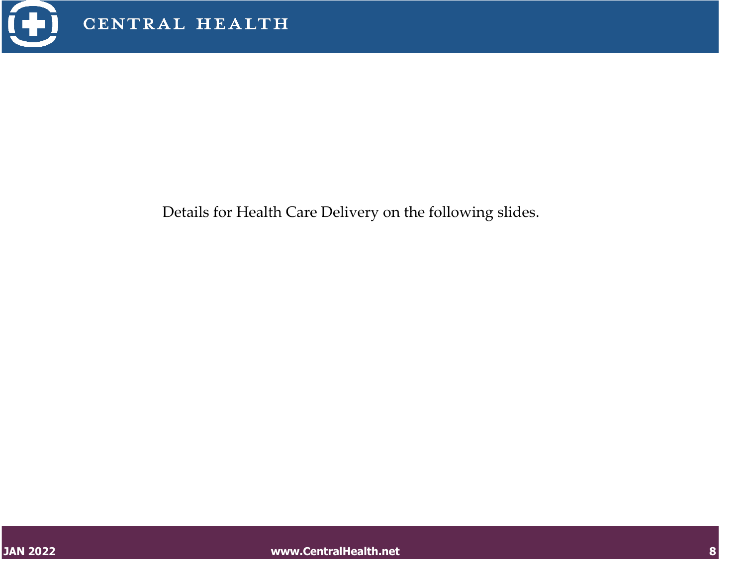Details for Health Care Delivery on the following slides.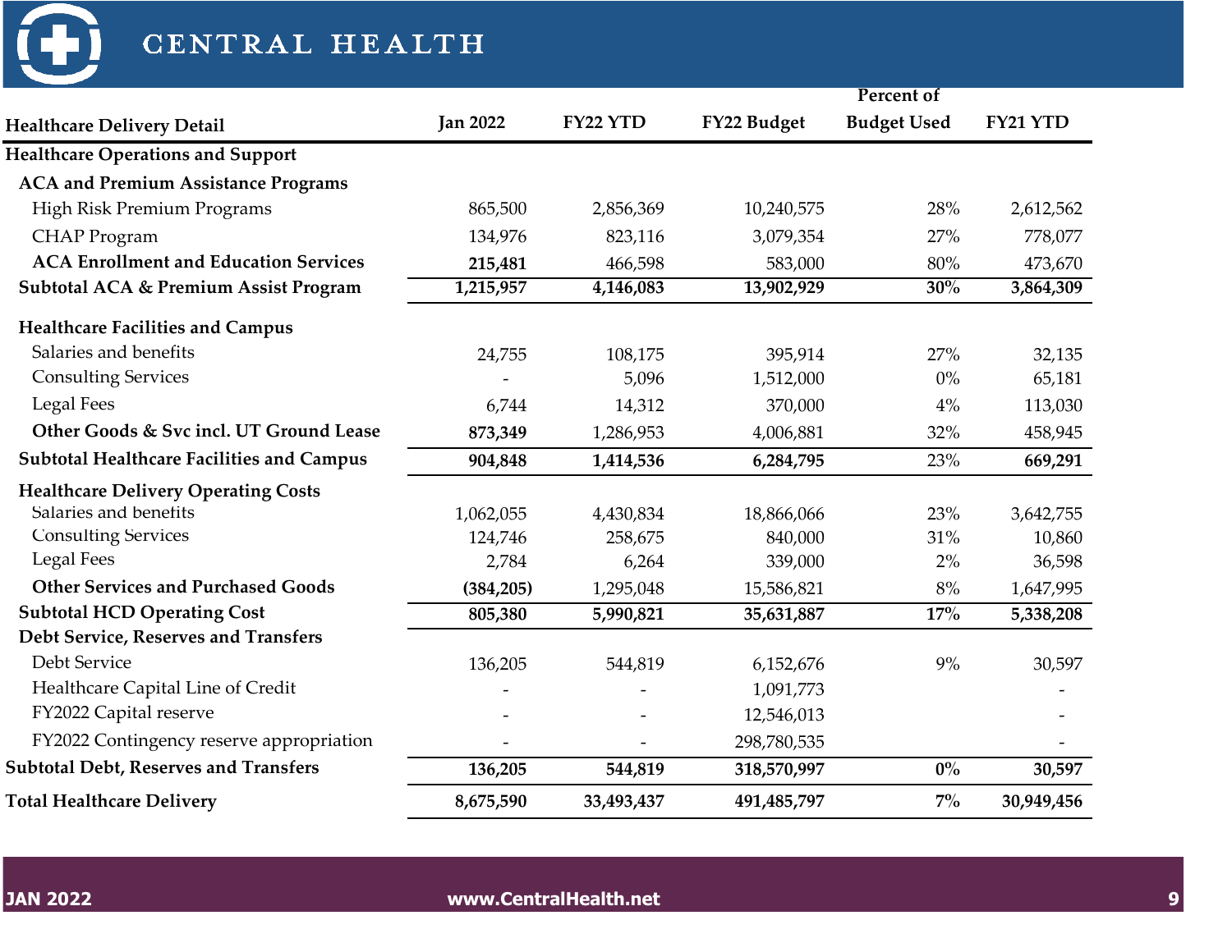| Healthcare Delivery Detail | Jan 2022 | FY22 YTD | FY22 Budget | Percent of Budget Used | FY21 YTD |
|---|---|---|---|---|---|
| **Healthcare Operations and Support** | | | | | |
| **ACA and Premium Assistance Programs** | | | | | |
| High Risk Premium Programs | 865,500 | 2,856,369 | 10,240,575 | 28% | 2,612,562 |
| CHAP Program | 134,976 | 823,116 | 3,079,354 | 27% | 778,077 |
| **ACA Enrollment and Education Services** | **215,481** | 466,598 | 583,000 | 80% | 473,670 |
| **Subtotal ACA & Premium Assist Program** | **1,215,957** | **4,146,083** | **13,902,929** | **30%** | **3,864,309** |
| **Healthcare Facilities and Campus** | | | | | |
| Salaries and benefits | 24,755 | 108,175 | 395,914 | 27% | 32,135 |
| Consulting Services | - | 5,096 | 1,512,000 | 0% | 65,181 |
| Legal Fees | 6,744 | 14,312 | 370,000 | 4% | 113,030 |
| **Other Goods & Svc incl. UT Ground Lease** | **873,349** | 1,286,953 | 4,006,881 | 32% | 458,945 |
| **Subtotal Healthcare Facilities and Campus** | **904,848** | **1,414,536** | **6,284,795** | 23% | **669,291** |
| **Healthcare Delivery Operating Costs** | | | | | |
| Salaries and benefits | 1,062,055 | 4,430,834 | 18,866,066 | 23% | 3,642,755 |
| Consulting Services | 124,746 | 258,675 | 840,000 | 31% | 10,860 |
| Legal Fees | 2,784 | 6,264 | 339,000 | 2% | 36,598 |
| **Other Services and Purchased Goods** | **(384,205)** | 1,295,048 | 15,586,821 | 8% | 1,647,995 |
| **Subtotal HCD Operating Cost** | **805,380** | **5,990,821** | **35,631,887** | **17%** | **5,338,208** |
| **Debt Service, Reserves and Transfers** | | | | | |
| Debt Service | 136,205 | 544,819 | 6,152,676 | 9% | 30,597 |
| Healthcare Capital Line of Credit | - | - | 1,091,773 | | - |
| FY2022 Capital reserve | - | - | 12,546,013 | | - |
| FY2022 Contingency reserve appropriation | - | - | 298,780,535 | | - |
| **Subtotal Debt, Reserves and Transfers** | **136,205** | **544,819** | **318,570,997** | **0%** | **30,597** |
| **Total Healthcare Delivery** | **8,675,590** | **33,493,437** | **491,485,797** | **7%** | **30,949,456** |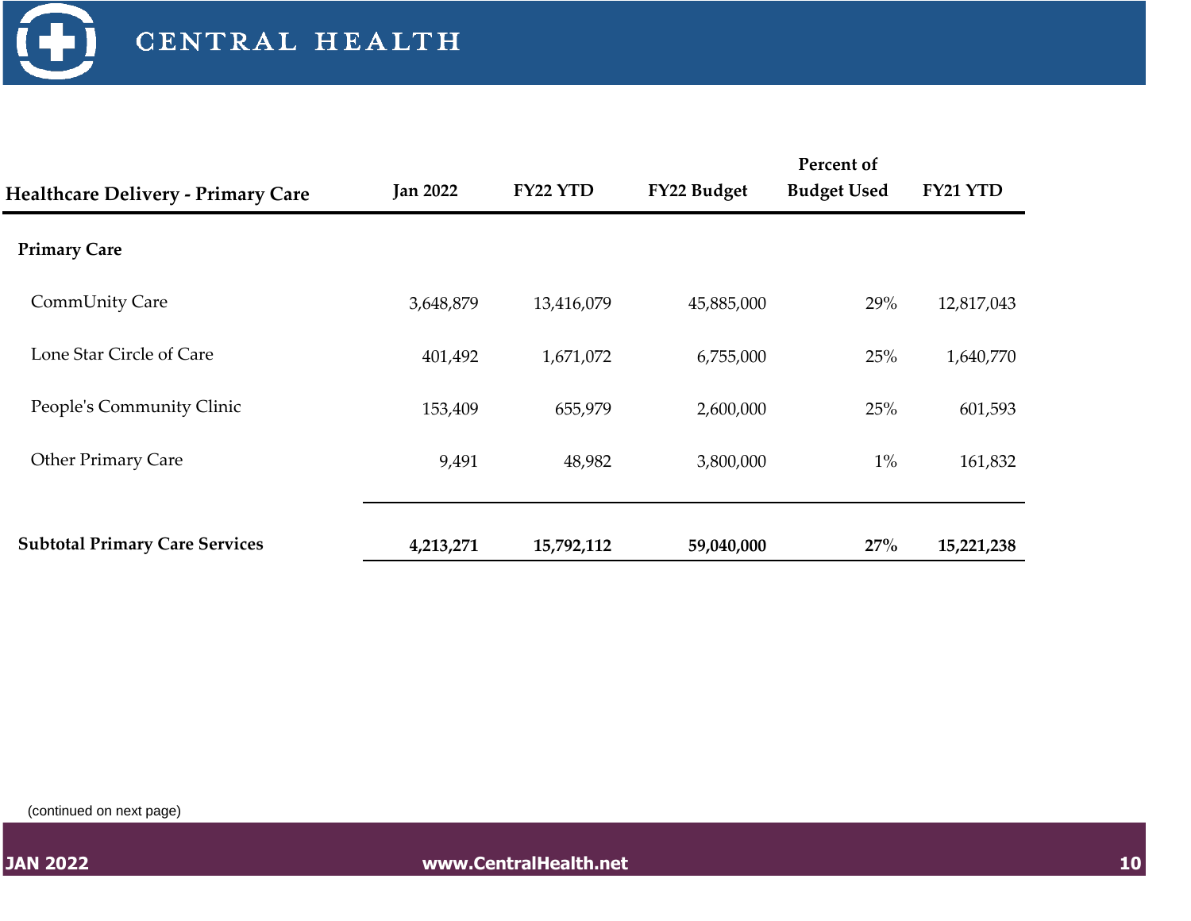| Healthcare Delivery - Primary Care | Jan 2022 | FY22 YTD | FY22 Budget | Percent of Budget Used | FY21 YTD |
|---|---|---|---|---|---|
| **Primary Care** | | | | | |
| CommUnity Care | 3,648,879 | 13,416,079 | 45,885,000 | 29% | 12,817,043 |
| Lone Star Circle of Care | 401,492 | 1,671,072 | 6,755,000 | 25% | 1,640,770 |
| People's Community Clinic | 153,409 | 655,979 | 2,600,000 | 25% | 601,593 |
| Other Primary Care | 9,491 | 48,982 | 3,800,000 | 1% | 161,832 |
| **Subtotal Primary Care Services** | **4,213,271** | **15,792,112** | **59,040,000** | **27%** | **15,221,238** |

(continued on next page)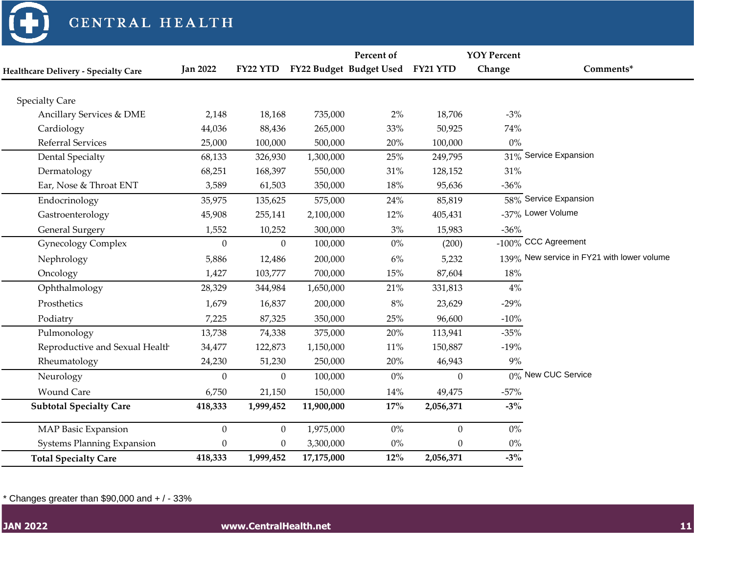| Healthcare Delivery - Specialty Care | Jan 2022 | FY22 YTD | FY22 Budget | Percent of Budget Used | FY21 YTD | YOY Percent Change | Comments* |
|---|---|---|---|---|---|---|---|
| Specialty Care | | | | | | | |
| Ancillary Services & DME | 2,148 | 18,168 | 735,000 | 2% | 18,706 | -3% | |
| Cardiology | 44,036 | 88,436 | 265,000 | 33% | 50,925 | 74% | |
| Referral Services | 25,000 | 100,000 | 500,000 | 20% | 100,000 | 0% | |
| Dental Specialty | 68,133 | 326,930 | 1,300,000 | 25% | 249,795 | 31% | Service Expansion |
| Dermatology | 68,251 | 168,397 | 550,000 | 31% | 128,152 | 31% | |
| Ear, Nose & Throat ENT | 3,589 | 61,503 | 350,000 | 18% | 95,636 | -36% | |
| Endocrinology | 35,975 | 135,625 | 575,000 | 24% | 85,819 | 58% | Service Expansion |
| Gastroenterology | 45,908 | 255,141 | 2,100,000 | 12% | 405,431 | -37% | Lower Volume |
| General Surgery | 1,552 | 10,252 | 300,000 | 3% | 15,983 | -36% | |
| Gynecology Complex | 0 | 0 | 100,000 | 0% | (200) | -100% | CCC Agreement |
| Nephrology | 5,886 | 12,486 | 200,000 | 6% | 5,232 | 139% | New service in FY21 with lower volume |
| Oncology | 1,427 | 103,777 | 700,000 | 15% | 87,604 | 18% | |
| Ophthalmology | 28,329 | 344,984 | 1,650,000 | 21% | 331,813 | 4% | |
| Prosthetics | 1,679 | 16,837 | 200,000 | 8% | 23,629 | -29% | |
| Podiatry | 7,225 | 87,325 | 350,000 | 25% | 96,600 | -10% | |
| Pulmonology | 13,738 | 74,338 | 375,000 | 20% | 113,941 | -35% | |
| Reproductive and Sexual Health | 34,477 | 122,873 | 1,150,000 | 11% | 150,887 | -19% | |
| Rheumatology | 24,230 | 51,230 | 250,000 | 20% | 46,943 | 9% | |
| Neurology | 0 | 0 | 100,000 | 0% | 0 | 0% | New CUC Service |
| Wound Care | 6,750 | 21,150 | 150,000 | 14% | 49,475 | -57% | |
| **Subtotal Specialty Care** | **418,333** | **1,999,452** | **11,900,000** | **17%** | **2,056,371** | **-3%** | |
| MAP Basic Expansion | 0 | 0 | 1,975,000 | 0% | 0 | 0% | |
| Systems Planning Expansion | 0 | 0 | 3,300,000 | 0% | 0 | 0% | |
| **Total Specialty Care** | **418,333** | **1,999,452** | **17,175,000** | **12%** | **2,056,371** | **-3%** | |

* Changes greater than $90,000 and + / - 33%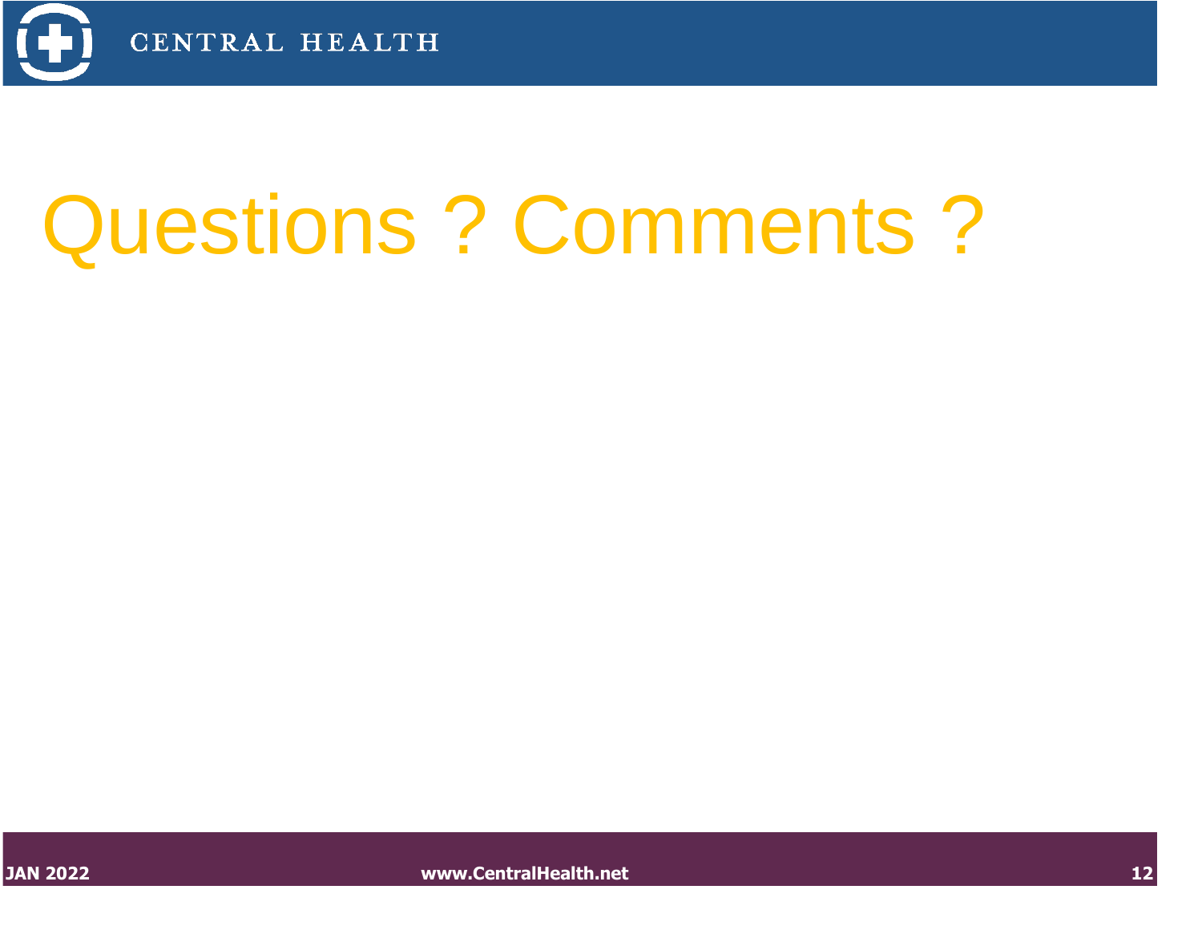# Questions ? Comments ?